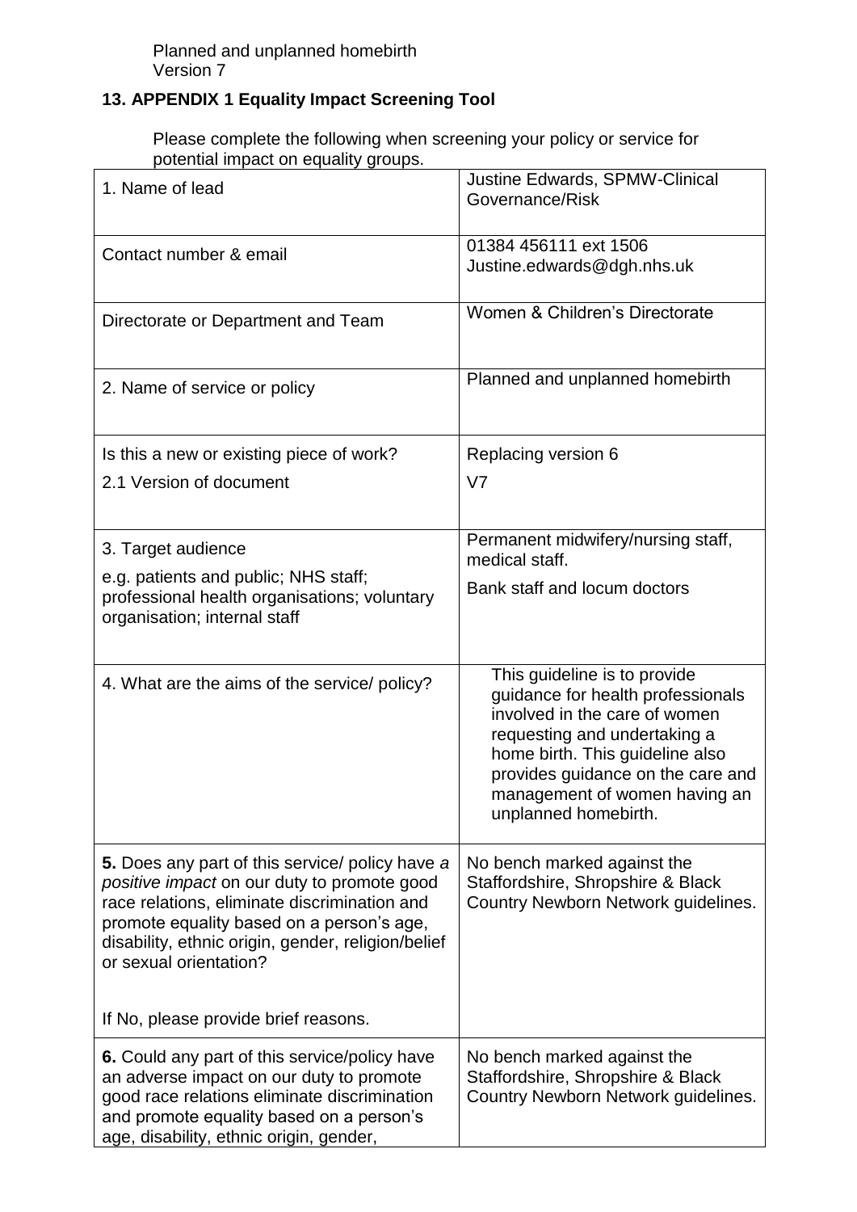## 13. APPENDIX 1 Equality Impact Screening Tool

Please complete the following when screening your policy or service for potential impact on equality groups.

| | |
|---|---|
| 1. Name of lead | Justine Edwards, SPMW-Clinical Governance/Risk |
| Contact number & email | 01384 456111 ext 1506<br>Justine.edwards@dgh.nhs.uk |
| Directorate or Department and Team | Women & Children's Directorate |
| 2. Name of service or policy | Planned and unplanned homebirth |
| Is this a new or existing piece of work?<br>2.1 Version of document | Replacing version 6<br>V7 |
| 3. Target audience<br>e.g. patients and public; NHS staff; professional health organisations; voluntary organisation; internal staff | Permanent midwifery/nursing staff, medical staff.<br>Bank staff and locum doctors |
| 4. What are the aims of the service/ policy? | This guideline is to provide guidance for health professionals involved in the care of women requesting and undertaking a home birth. This guideline also provides guidance on the care and management of women having an unplanned homebirth. |
| **5.** Does any part of this service/ policy have *a positive impact* on our duty to promote good race relations, eliminate discrimination and promote equality based on a person's age, disability, ethnic origin, gender, religion/belief or sexual orientation?<br><br>If No, please provide brief reasons. | No bench marked against the Staffordshire, Shropshire & Black Country Newborn Network guidelines. |
| **6.** Could any part of this service/policy have an adverse impact on our duty to promote good race relations eliminate discrimination and promote equality based on a person's age, disability, ethnic origin, gender, | No bench marked against the Staffordshire, Shropshire & Black Country Newborn Network guidelines. |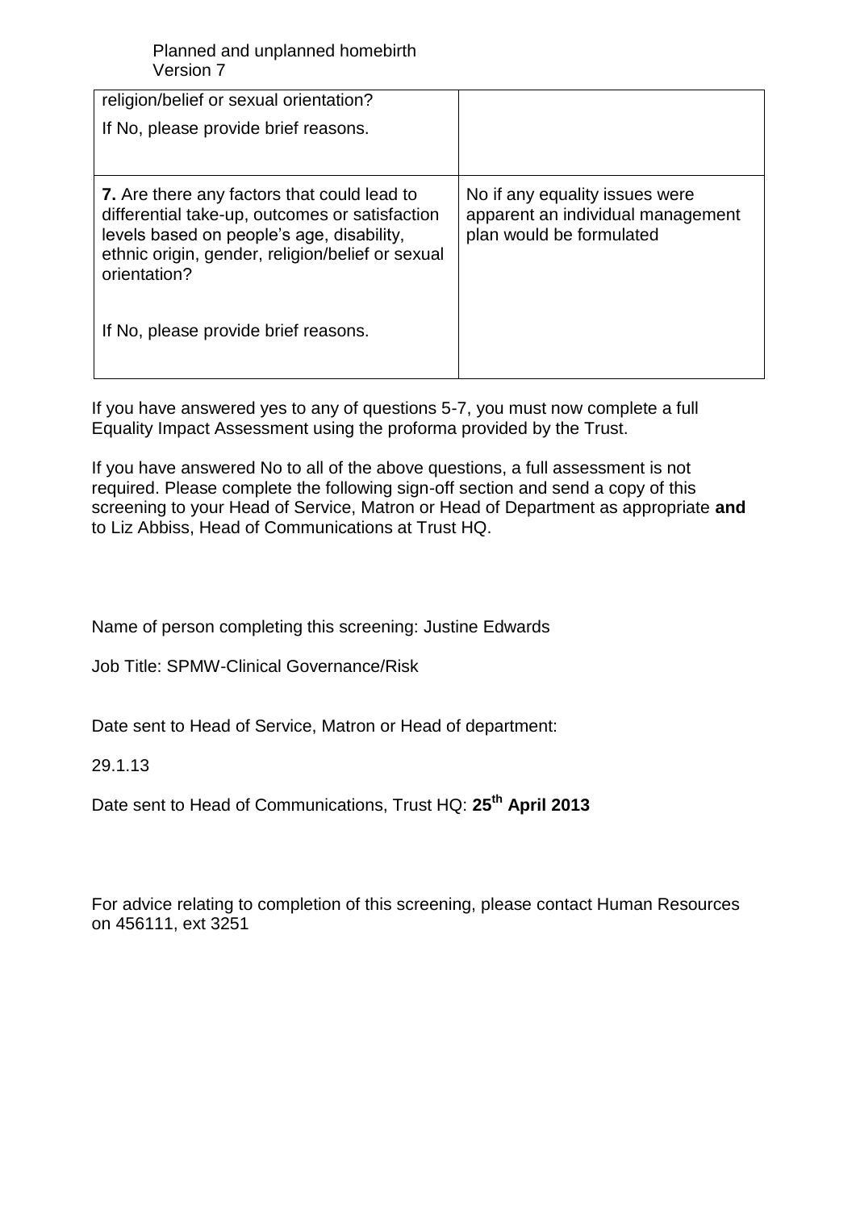| | |
|---|---|
| religion/belief or sexual orientation?<br><br>If No, please provide brief reasons. | |
| **7.** Are there any factors that could lead to differential take-up, outcomes or satisfaction levels based on people's age, disability, ethnic origin, gender, religion/belief or sexual orientation?<br><br>If No, please provide brief reasons. | No if any equality issues were apparent an individual management plan would be formulated |

If you have answered yes to any of questions 5-7, you must now complete a full Equality Impact Assessment using the proforma provided by the Trust.

If you have answered No to all of the above questions, a full assessment is not required. Please complete the following sign-off section and send a copy of this screening to your Head of Service, Matron or Head of Department as appropriate **and** to Liz Abbiss, Head of Communications at Trust HQ.

Name of person completing this screening: Justine Edwards

Job Title: SPMW-Clinical Governance/Risk

Date sent to Head of Service, Matron or Head of department:

29.1.13

Date sent to Head of Communications, Trust HQ: **25th April 2013**

For advice relating to completion of this screening, please contact Human Resources on 456111, ext 3251